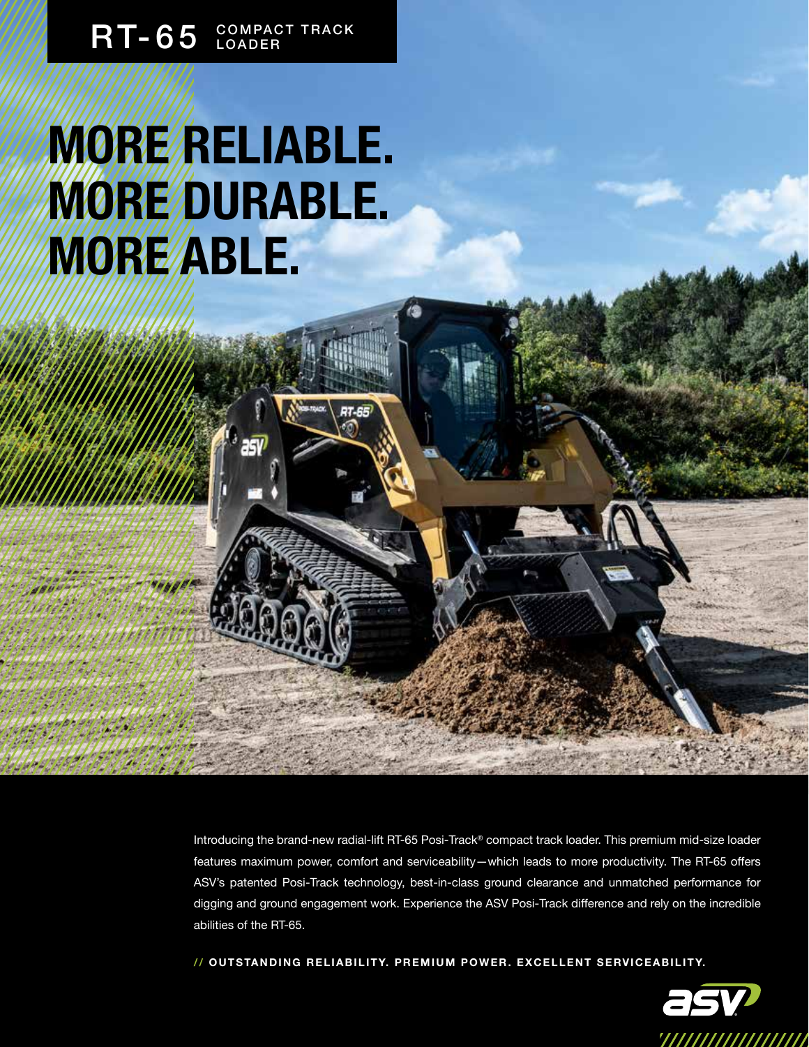**RT-65** COMPACT TRACK LOADER

# MORE RELIABLE. MORE DURABLE. MORE ABLE.

Introducing the brand-new radial-lift RT-65 Posi-Track® compact track loader. This premium mid-size loader features maximum power, comfort and serviceability—which leads to more productivity. The RT-65 offers ASV's patented Posi-Track technology, best-in-class ground clearance and unmatched performance for digging and ground engagement work. Experience the ASV Posi-Track difference and rely on the incredible abilities of the RT-65.

// **OUTSTANDING RELIABILITY. PREMIUM POWER. EXCELLENT SERVICEABILITY.**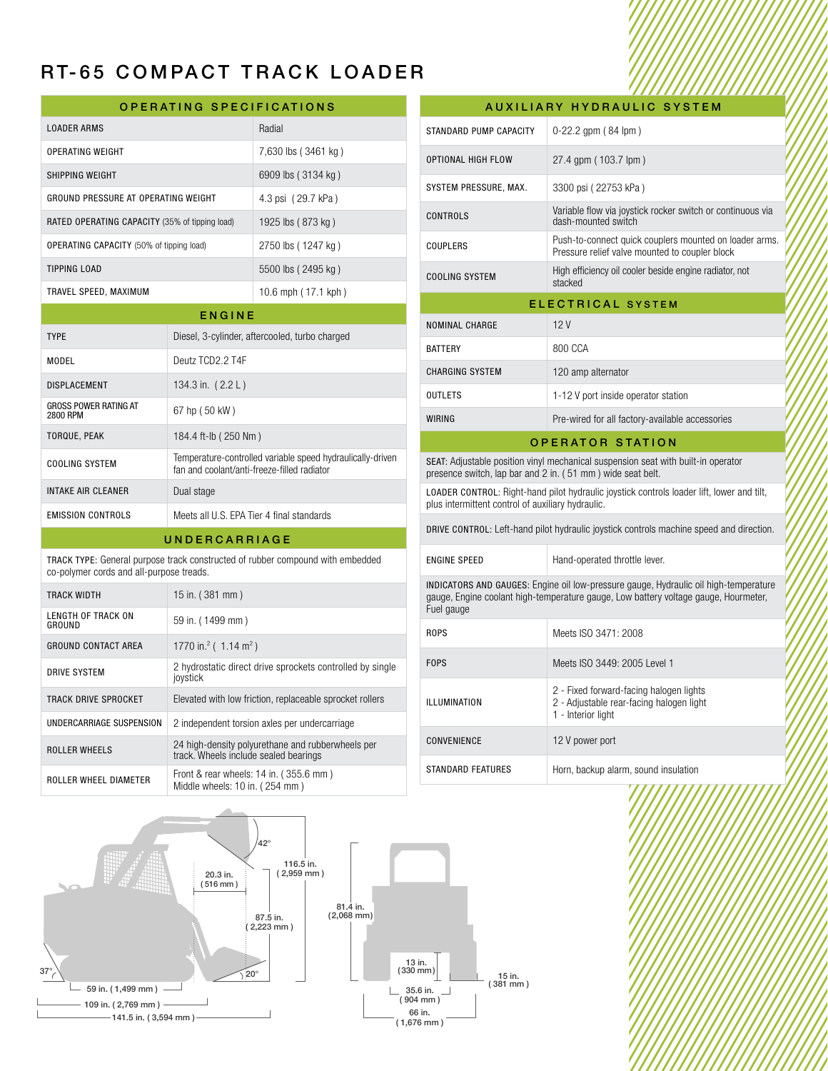# RT-65 COMPACT TRACK LOADER

## OPERATING SPECIFICATIONS

| | |
|---|---|
| LOADER ARMS | Radial |
| OPERATING WEIGHT | 7,630 lbs ( 3461 kg ) |
| SHIPPING WEIGHT | 6909 lbs ( 3134 kg ) |
| GROUND PRESSURE AT OPERATING WEIGHT | 4.3 psi ( 29.7 kPa ) |
| RATED OPERATING CAPACITY (35% of tipping load) | 1925 lbs ( 873 kg ) |
| OPERATING CAPACITY (50% of tipping load) | 2750 lbs ( 1247 kg ) |
| TIPPING LOAD | 5500 lbs ( 2495 kg ) |
| TRAVEL SPEED, MAXIMUM | 10.6 mph ( 17.1 kph ) |

## ENGINE

| | |
|---|---|
| TYPE | Diesel, 3-cylinder, aftercooled, turbo charged |
| MODEL | Deutz TCD2.2 T4F |
| DISPLACEMENT | 134.3 in. ( 2.2 L ) |
| GROSS POWER RATING AT 2800 RPM | 67 hp ( 50 kW ) |
| TORQUE, PEAK | 184.4 ft-lb ( 250 Nm ) |
| COOLING SYSTEM | Temperature-controlled variable speed hydraulically-driven fan and coolant/anti-freeze-filled radiator |
| INTAKE AIR CLEANER | Dual stage |
| EMISSION CONTROLS | Meets all U.S. EPA Tier 4 final standards |

## UNDERCARRIAGE

TRACK TYPE: General purpose track constructed of rubber compound with embedded co-polymer cords and all-purpose treads.

| | |
|---|---|
| TRACK WIDTH | 15 in. ( 381 mm ) |
| LENGTH OF TRACK ON GROUND | 59 in. ( 1499 mm ) |
| GROUND CONTACT AREA | 1770 in.$^2$ ( 1.14 m$^2$ ) |
| DRIVE SYSTEM | 2 hydrostatic direct drive sprockets controlled by single joystick |
| TRACK DRIVE SPROCKET | Elevated with low friction, replaceable sprocket rollers |
| UNDERCARRIAGE SUSPENSION | 2 independent torsion axles per undercarriage |
| ROLLER WHEELS | 24 high-density polyurethane and rubberwheels per track. Wheels include sealed bearings |
| ROLLER WHEEL DIAMETER | Front & rear wheels: 14 in. ( 355.6 mm ) Middle wheels: 10 in. ( 254 mm ) |

## AUXILIARY HYDRAULIC SYSTEM

| | |
|---|---|
| STANDARD PUMP CAPACITY | 0-22.2 gpm ( 84 lpm ) |
| OPTIONAL HIGH FLOW | 27.4 gpm ( 103.7 lpm ) |
| SYSTEM PRESSURE, MAX. | 3300 psi ( 22753 kPa ) |
| CONTROLS | Variable flow via joystick rocker switch or continuous via dash-mounted switch |
| COUPLERS | Push-to-connect quick couplers mounted on loader arms. Pressure relief valve mounted to coupler block |
| COOLING SYSTEM | High efficiency oil cooler beside engine radiator, not stacked |

## ELECTRICAL SYSTEM

| | |
|---|---|
| NOMINAL CHARGE | 12 V |
| BATTERY | 800 CCA |
| CHARGING SYSTEM | 120 amp alternator |
| OUTLETS | 1-12 V port inside operator station |
| WIRING | Pre-wired for all factory-available accessories |

## OPERATOR STATION

SEAT: Adjustable position vinyl mechanical suspension seat with built-in operator presence switch, lap bar and 2 in. ( 51 mm ) wide seat belt.

LOADER CONTROL: Right-hand pilot hydraulic joystick controls loader lift, lower and tilt, plus intermittent control of auxiliary hydraulic.

DRIVE CONTROL: Left-hand pilot hydraulic joystick controls machine speed and direction.

| | |
|---|---|
| ENGINE SPEED | Hand-operated throttle lever. |

INDICATORS AND GAUGES: Engine oil low-pressure gauge, Hydraulic oil high-temperature gauge, Engine coolant high-temperature gauge, Low battery voltage gauge, Hourmeter, Fuel gauge

| | |
|---|---|
| ROPS | Meets ISO 3471: 2008 |
| FOPS | Meets ISO 3449: 2005 Level 1 |
| ILLUMINATION | 2 - Fixed forward-facing halogen lights<br>2 - Adjustable rear-facing halogen light<br>1 - Interior light |
| CONVENIENCE | 12 V power port |
| STANDARD FEATURES | Horn, backup alarm, sound insulation |

42°
116.5 in. ( 2,959 mm )
20.3 in. ( 516 mm )
87.5 in. ( 2,223 mm )
37°
20°
59 in. ( 1,499 mm )
109 in. ( 2,769 mm )
141.5 in. ( 3,594 mm )

81.4 in. (2,068 mm)
13 in. ( 330 mm )
15 in. ( 381 mm )
35.6 in. ( 904 mm )
66 in. ( 1,676 mm )